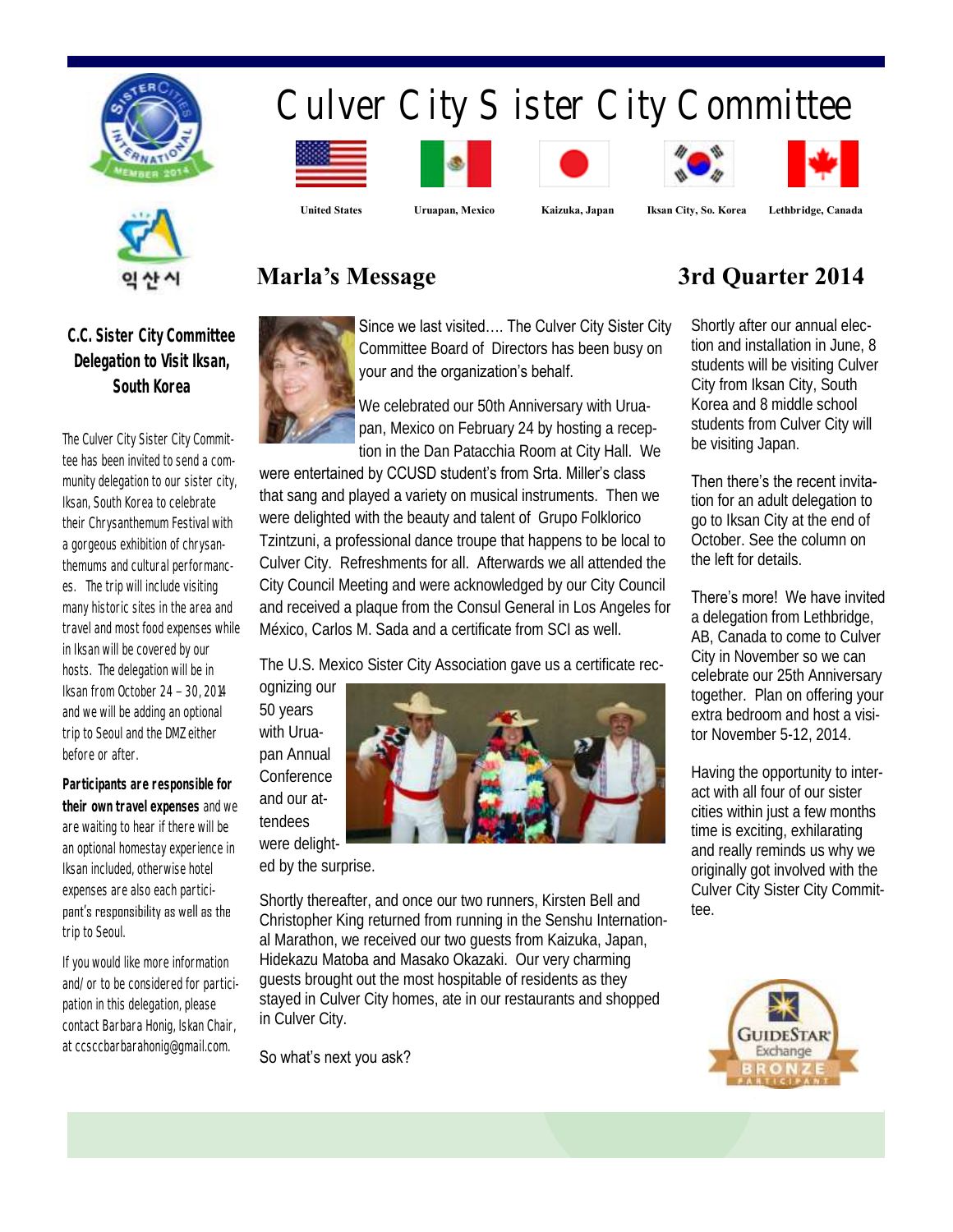# Culver City Sister City Committee

United States | Uruapan, Mexico | Kaizuka, Japan | Iksan City, So. Korea | Lethbridge, Canada

익산시

## C.C. Sister City Committee Delegation to Visit Iksan, South Korea

The Culver City Sister City Committee has been invited to send a community delegation to our sister city, Iksan, South Korea to celebrate their Chrysanthemum Festival with a gorgeous exhibition of chrysanthemums and cultural performances. The trip will include visiting many historic sites in the area and travel and most food expenses while in Iksan will be covered by our hosts. The delegation will be in Iksan from October 24 – 30, 2014 and we will be adding an optional trip to Seoul and the DMZ either before or after.

**Participants are responsible for their own travel expenses** and we are waiting to hear if there will be an optional homestay experience in Iksan included, otherwise hotel expenses are also each participant's responsibility as well as the trip to Seoul.

If you would like more information and/or to be considered for participation in this delegation, please contact Barbara Honig, Iskan Chair, at ccsccbarbarahonig@gmail.com.

## Marla's Message

## 3rd Quarter 2014

Since we last visited…. The Culver City Sister City Committee Board of Directors has been busy on your and the organization's behalf.

We celebrated our 50th Anniversary with Uruapan, Mexico on February 24 by hosting a reception in the Dan Patacchia Room at City Hall. We were entertained by CCUSD student's from Srta. Miller's class that sang and played a variety on musical instruments. Then we were delighted with the beauty and talent of Grupo Folklorico Tzintzuni, a professional dance troupe that happens to be local to Culver City. Refreshments for all. Afterwards we all attended the City Council Meeting and were acknowledged by our City Council and received a plaque from the Consul General in Los Angeles for México, Carlos M. Sada and a certificate from SCI as well.

The U.S. Mexico Sister City Association gave us a certificate recognizing our 50 years with Uruapan Annual Conference and our attendees were delighted by the surprise.

Shortly thereafter, and once our two runners, Kirsten Bell and Christopher King returned from running in the Senshu International Marathon, we received our two guests from Kaizuka, Japan, Hidekazu Matoba and Masako Okazaki. Our very charming guests brought out the most hospitable of residents as they stayed in Culver City homes, ate in our restaurants and shopped in Culver City.

So what's next you ask?

Shortly after our annual election and installation in June, 8 students will be visiting Culver City from Iksan City, South Korea and 8 middle school students from Culver City will be visiting Japan.

Then there's the recent invitation for an adult delegation to go to Iksan City at the end of October. See the column on the left for details.

There's more! We have invited a delegation from Lethbridge, AB, Canada to come to Culver City in November so we can celebrate our 25th Anniversary together. Plan on offering your extra bedroom and host a visitor November 5-12, 2014.

Having the opportunity to interact with all four of our sister cities within just a few months time is exciting, exhilarating and really reminds us why we originally got involved with the Culver City Sister City Committee.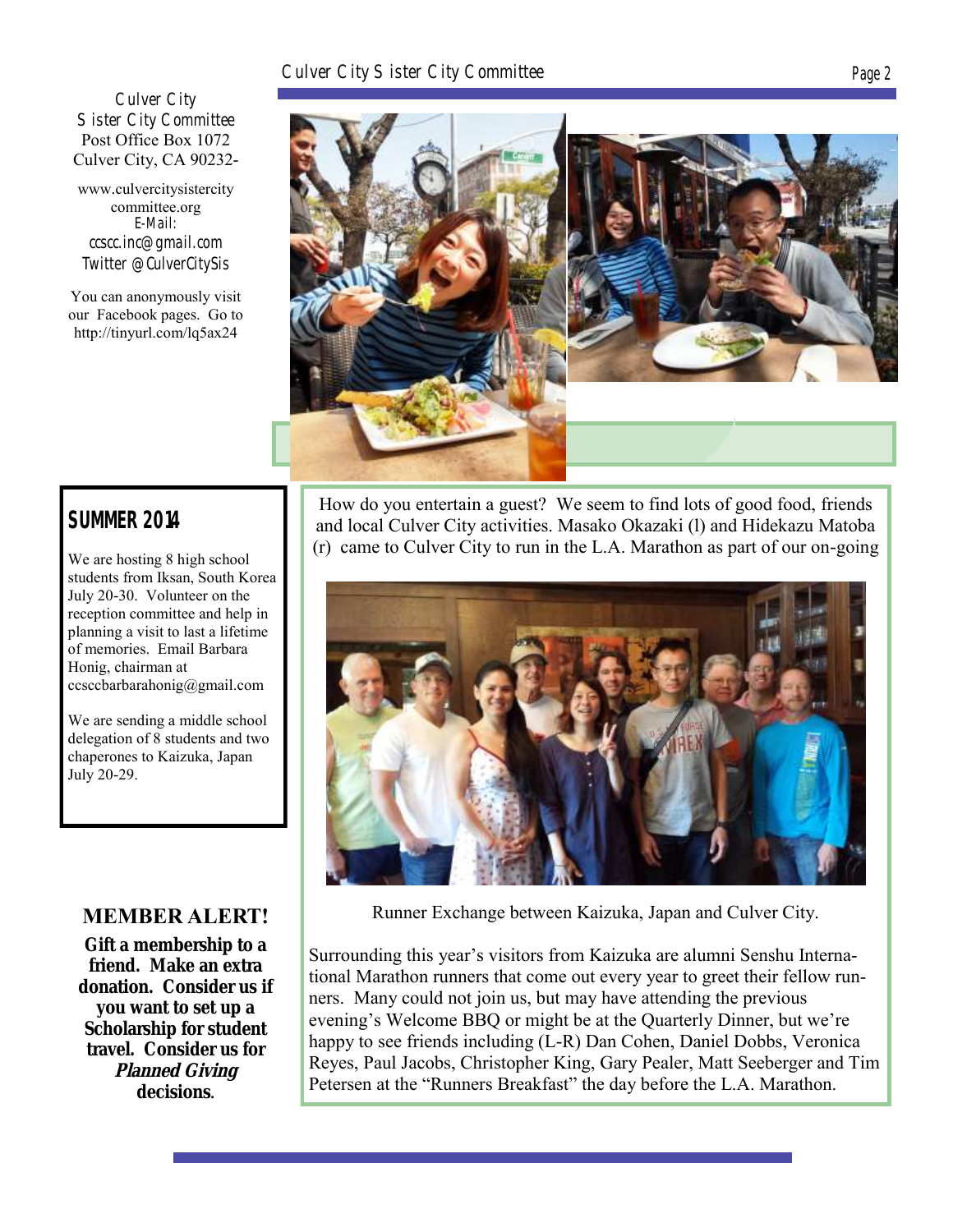Culver City
Sister City Committee
Post Office Box 1072
Culver City, CA 90232-

www.culvercitysistercitycommittee.org
E-Mail:
ccscc.inc@gmail.com
Twitter @CulverCitySis

You can anonymously visit our Facebook pages. Go to http://tinyurl.com/lq5ax24

## SUMMER 2014

We are hosting 8 high school students from Iksan, South Korea July 20-30. Volunteer on the reception committee and help in planning a visit to last a lifetime of memories. Email Barbara Honig, chairman at ccsccbarbarahonig@gmail.com

We are sending a middle school delegation of 8 students and two chaperones to Kaizuka, Japan July 20-29.

## MEMBER ALERT!

**Gift a membership to a friend. Make an extra donation. Consider us if you want to set up a Scholarship for student travel. Consider us for *Planned Giving* decisions.**

How do you entertain a guest? We seem to find lots of good food, friends and local Culver City activities. Masako Okazaki (l) and Hidekazu Matoba (r) came to Culver City to run in the L.A. Marathon as part of our on-going

Runner Exchange between Kaizuka, Japan and Culver City.

Surrounding this year's visitors from Kaizuka are alumni Senshu International Marathon runners that come out every year to greet their fellow runners. Many could not join us, but may have attending the previous evening's Welcome BBQ or might be at the Quarterly Dinner, but we're happy to see friends including (L-R) Dan Cohen, Daniel Dobbs, Veronica Reyes, Paul Jacobs, Christopher King, Gary Pealer, Matt Seeberger and Tim Petersen at the "Runners Breakfast" the day before the L.A. Marathon.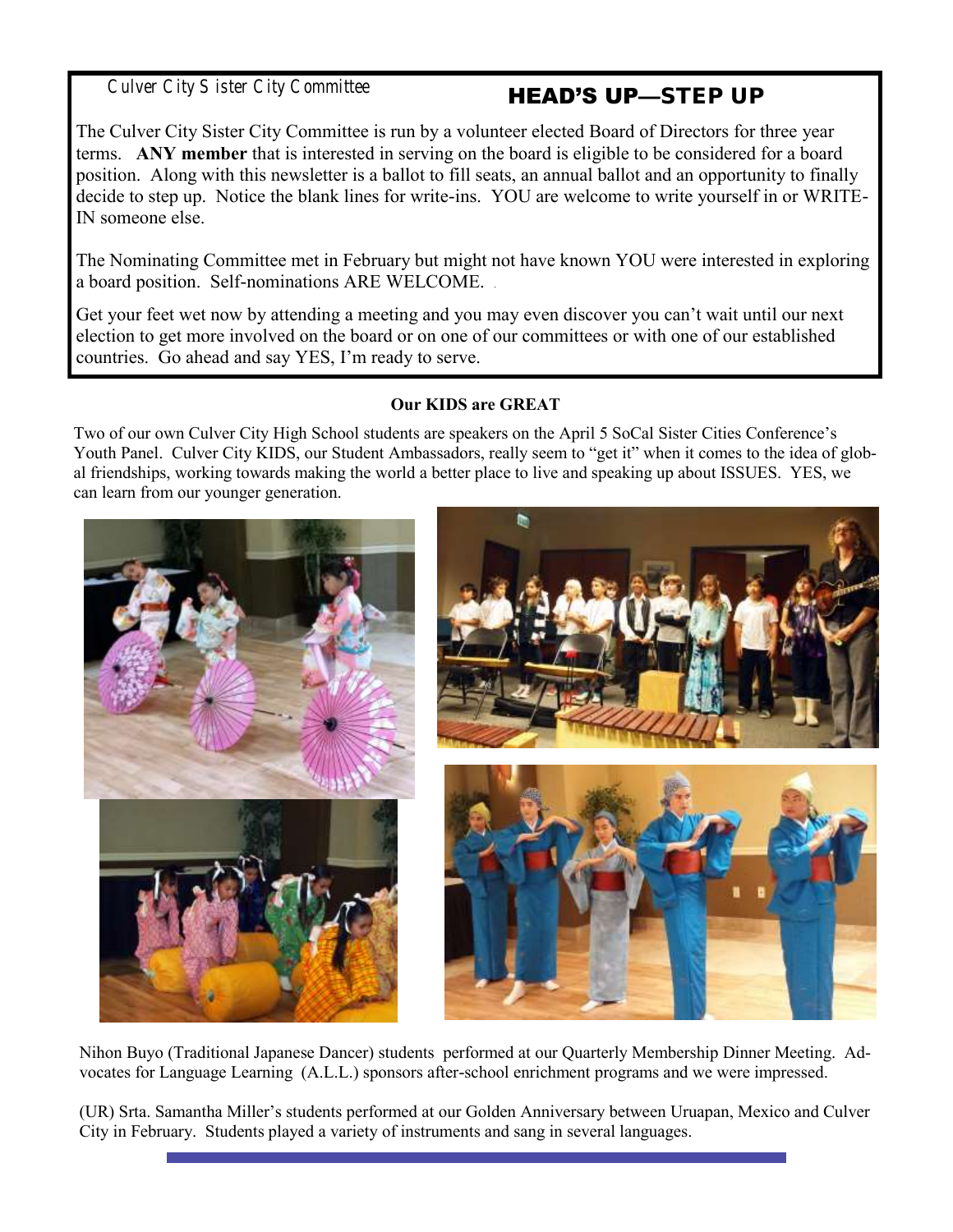Culver City Sister City Committee

## HEAD'S UP—STEP UP

The Culver City Sister City Committee is run by a volunteer elected Board of Directors for three year terms. **ANY member** that is interested in serving on the board is eligible to be considered for a board position. Along with this newsletter is a ballot to fill seats, an annual ballot and an opportunity to finally decide to step up. Notice the blank lines for write-ins. YOU are welcome to write yourself in or WRITE-IN someone else.

The Nominating Committee met in February but might not have known YOU were interested in exploring a board position. Self-nominations ARE WELCOME.

Get your feet wet now by attending a meeting and you may even discover you can't wait until our next election to get more involved on the board or on one of our committees or with one of our established countries. Go ahead and say YES, I'm ready to serve.

### Our KIDS are GREAT

Two of our own Culver City High School students are speakers on the April 5 SoCal Sister Cities Conference's Youth Panel. Culver City KIDS, our Student Ambassadors, really seem to "get it" when it comes to the idea of global friendships, working towards making the world a better place to live and speaking up about ISSUES. YES, we can learn from our younger generation.

Nihon Buyo (Traditional Japanese Dancer) students performed at our Quarterly Membership Dinner Meeting. Advocates for Language Learning (A.L.L.) sponsors after-school enrichment programs and we were impressed.

(UR) Srta. Samantha Miller's students performed at our Golden Anniversary between Uruapan, Mexico and Culver City in February. Students played a variety of instruments and sang in several languages.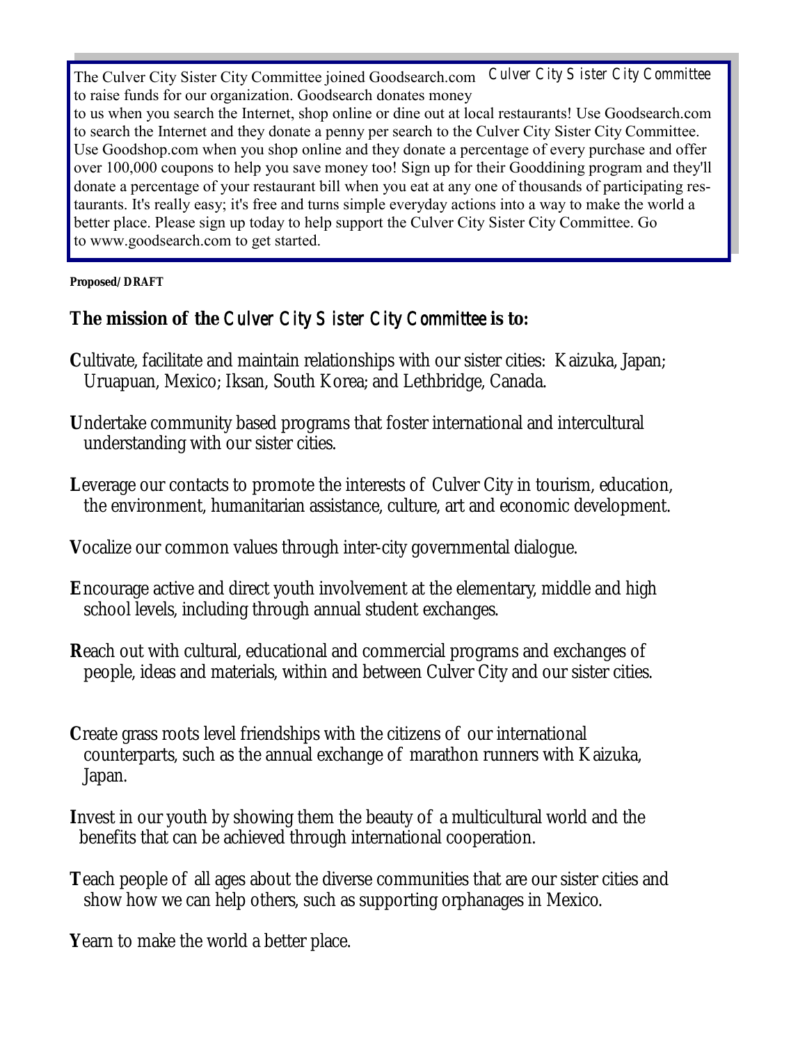The Culver City Sister City Committee joined Goodsearch.com to raise funds for our organization. Goodsearch donates money to us when you search the Internet, shop online or dine out at local restaurants! Use Goodsearch.com to search the Internet and they donate a penny per search to the Culver City Sister City Committee. Use Goodshop.com when you shop online and they donate a percentage of every purchase and offer over 100,000 coupons to help you save money too! Sign up for their Gooddining program and they'll donate a percentage of your restaurant bill when you eat at any one of thousands of participating restaurants. It's really easy; it's free and turns simple everyday actions into a way to make the world a better place. Please sign up today to help support the Culver City Sister City Committee. Go to www.goodsearch.com to get started.

*Culver City Sister City Committee*

**Proposed/ DRAFT**

## The mission of the Culver City Sister City Committee is to:

**C**ultivate, facilitate and maintain relationships with our sister cities: Kaizuka, Japan; Uruapuan, Mexico; Iksan, South Korea; and Lethbridge, Canada.

**U**ndertake community based programs that foster international and intercultural understanding with our sister cities.

**L**everage our contacts to promote the interests of Culver City in tourism, education, the environment, humanitarian assistance, culture, art and economic development.

**V**ocalize our common values through inter-city governmental dialogue.

**E**ncourage active and direct youth involvement at the elementary, middle and high school levels, including through annual student exchanges.

**R**each out with cultural, educational and commercial programs and exchanges of people, ideas and materials, within and between Culver City and our sister cities.

**C**reate grass roots level friendships with the citizens of our international counterparts, such as the annual exchange of marathon runners with Kaizuka, Japan.

**I**nvest in our youth by showing them the beauty of a multicultural world and the benefits that can be achieved through international cooperation.

**T**each people of all ages about the diverse communities that are our sister cities and show how we can help others, such as supporting orphanages in Mexico.

**Y**earn to make the world a better place.